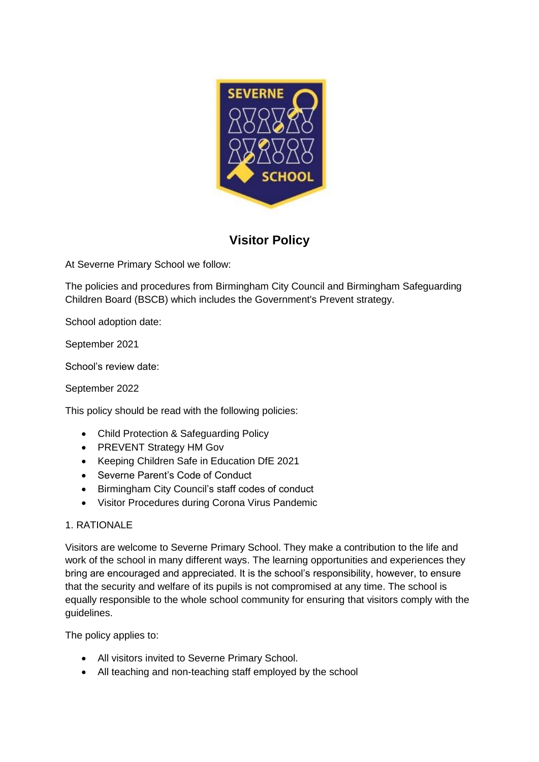# Visitor Policy

At Severne Primary School we follow:

The policies and procedures from Birmingham City Council and Birmingham Safeguarding Children Board (BSCB) which includes the Government's Prevent strategy.

School adoption date:

September 2021

School's review date:

September 2022

This policy should be read with the following policies:

- Child Protection & Safeguarding Policy
- PREVENT Strategy HM Gov
- Keeping Children Safe in Education DfE 2021
- Severne Parent's Code of Conduct
- Birmingham City Council's staff codes of conduct
- Visitor Procedures during Corona Virus Pandemic

## 1. RATIONALE

Visitors are welcome to Severne Primary School. They make a contribution to the life and work of the school in many different ways. The learning opportunities and experiences they bring are encouraged and appreciated. It is the school's responsibility, however, to ensure that the security and welfare of its pupils is not compromised at any time. The school is equally responsible to the whole school community for ensuring that visitors comply with the guidelines.

The policy applies to:

- All visitors invited to Severne Primary School.
- All teaching and non-teaching staff employed by the school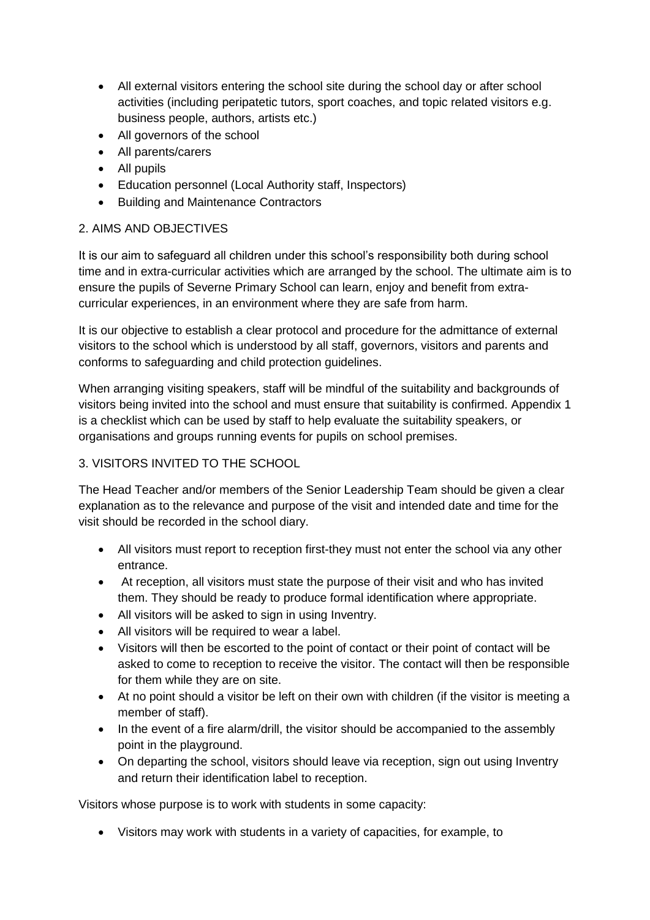- All external visitors entering the school site during the school day or after school activities (including peripatetic tutors, sport coaches, and topic related visitors e.g. business people, authors, artists etc.)
- All governors of the school
- All parents/carers
- All pupils
- Education personnel (Local Authority staff, Inspectors)
- Building and Maintenance Contractors

## 2. AIMS AND OBJECTIVES

It is our aim to safeguard all children under this school's responsibility both during school time and in extra-curricular activities which are arranged by the school. The ultimate aim is to ensure the pupils of Severne Primary School can learn, enjoy and benefit from extra-curricular experiences, in an environment where they are safe from harm.

It is our objective to establish a clear protocol and procedure for the admittance of external visitors to the school which is understood by all staff, governors, visitors and parents and conforms to safeguarding and child protection guidelines.

When arranging visiting speakers, staff will be mindful of the suitability and backgrounds of visitors being invited into the school and must ensure that suitability is confirmed. Appendix 1 is a checklist which can be used by staff to help evaluate the suitability speakers, or organisations and groups running events for pupils on school premises.

## 3. VISITORS INVITED TO THE SCHOOL

The Head Teacher and/or members of the Senior Leadership Team should be given a clear explanation as to the relevance and purpose of the visit and intended date and time for the visit should be recorded in the school diary.

- All visitors must report to reception first-they must not enter the school via any other entrance.
- At reception, all visitors must state the purpose of their visit and who has invited them. They should be ready to produce formal identification where appropriate.
- All visitors will be asked to sign in using Inventry.
- All visitors will be required to wear a label.
- Visitors will then be escorted to the point of contact or their point of contact will be asked to come to reception to receive the visitor. The contact will then be responsible for them while they are on site.
- At no point should a visitor be left on their own with children (if the visitor is meeting a member of staff).
- In the event of a fire alarm/drill, the visitor should be accompanied to the assembly point in the playground.
- On departing the school, visitors should leave via reception, sign out using Inventry and return their identification label to reception.

Visitors whose purpose is to work with students in some capacity:

- Visitors may work with students in a variety of capacities, for example, to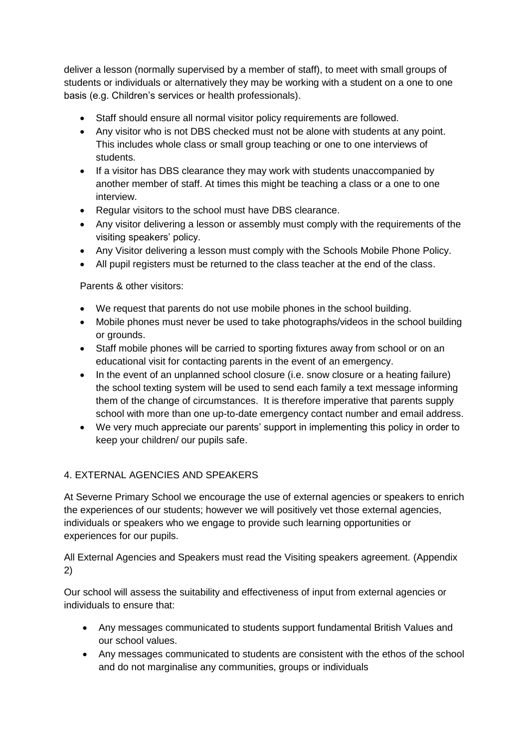deliver a lesson (normally supervised by a member of staff), to meet with small groups of students or individuals or alternatively they may be working with a student on a one to one basis (e.g. Children's services or health professionals).

- Staff should ensure all normal visitor policy requirements are followed.
- Any visitor who is not DBS checked must not be alone with students at any point. This includes whole class or small group teaching or one to one interviews of students.
- If a visitor has DBS clearance they may work with students unaccompanied by another member of staff. At times this might be teaching a class or a one to one interview.
- Regular visitors to the school must have DBS clearance.
- Any visitor delivering a lesson or assembly must comply with the requirements of the visiting speakers' policy.
- Any Visitor delivering a lesson must comply with the Schools Mobile Phone Policy.
- All pupil registers must be returned to the class teacher at the end of the class.

Parents & other visitors:

- We request that parents do not use mobile phones in the school building.
- Mobile phones must never be used to take photographs/videos in the school building or grounds.
- Staff mobile phones will be carried to sporting fixtures away from school or on an educational visit for contacting parents in the event of an emergency.
- In the event of an unplanned school closure (i.e. snow closure or a heating failure) the school texting system will be used to send each family a text message informing them of the change of circumstances. It is therefore imperative that parents supply school with more than one up-to-date emergency contact number and email address.
- We very much appreciate our parents' support in implementing this policy in order to keep your children/ our pupils safe.

## 4. EXTERNAL AGENCIES AND SPEAKERS

At Severne Primary School we encourage the use of external agencies or speakers to enrich the experiences of our students; however we will positively vet those external agencies, individuals or speakers who we engage to provide such learning opportunities or experiences for our pupils.

All External Agencies and Speakers must read the Visiting speakers agreement. (Appendix 2)

Our school will assess the suitability and effectiveness of input from external agencies or individuals to ensure that:

- Any messages communicated to students support fundamental British Values and our school values.
- Any messages communicated to students are consistent with the ethos of the school and do not marginalise any communities, groups or individuals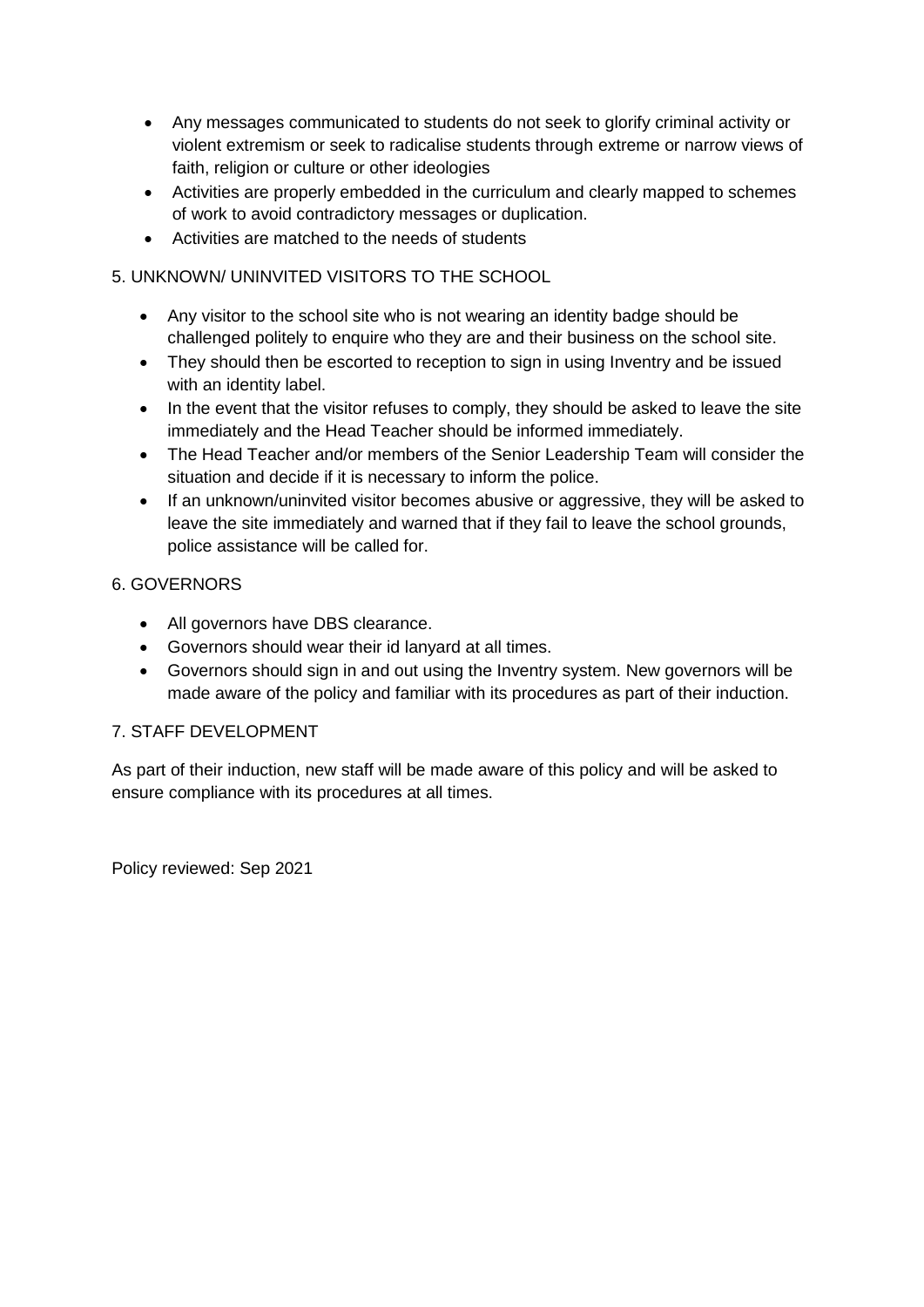- Any messages communicated to students do not seek to glorify criminal activity or violent extremism or seek to radicalise students through extreme or narrow views of faith, religion or culture or other ideologies
- Activities are properly embedded in the curriculum and clearly mapped to schemes of work to avoid contradictory messages or duplication.
- Activities are matched to the needs of students

## 5. UNKNOWN/ UNINVITED VISITORS TO THE SCHOOL

- Any visitor to the school site who is not wearing an identity badge should be challenged politely to enquire who they are and their business on the school site.
- They should then be escorted to reception to sign in using Inventry and be issued with an identity label.
- In the event that the visitor refuses to comply, they should be asked to leave the site immediately and the Head Teacher should be informed immediately.
- The Head Teacher and/or members of the Senior Leadership Team will consider the situation and decide if it is necessary to inform the police.
- If an unknown/uninvited visitor becomes abusive or aggressive, they will be asked to leave the site immediately and warned that if they fail to leave the school grounds, police assistance will be called for.

## 6. GOVERNORS

- All governors have DBS clearance.
- Governors should wear their id lanyard at all times.
- Governors should sign in and out using the Inventry system. New governors will be made aware of the policy and familiar with its procedures as part of their induction.

## 7. STAFF DEVELOPMENT

As part of their induction, new staff will be made aware of this policy and will be asked to ensure compliance with its procedures at all times.

Policy reviewed: Sep 2021